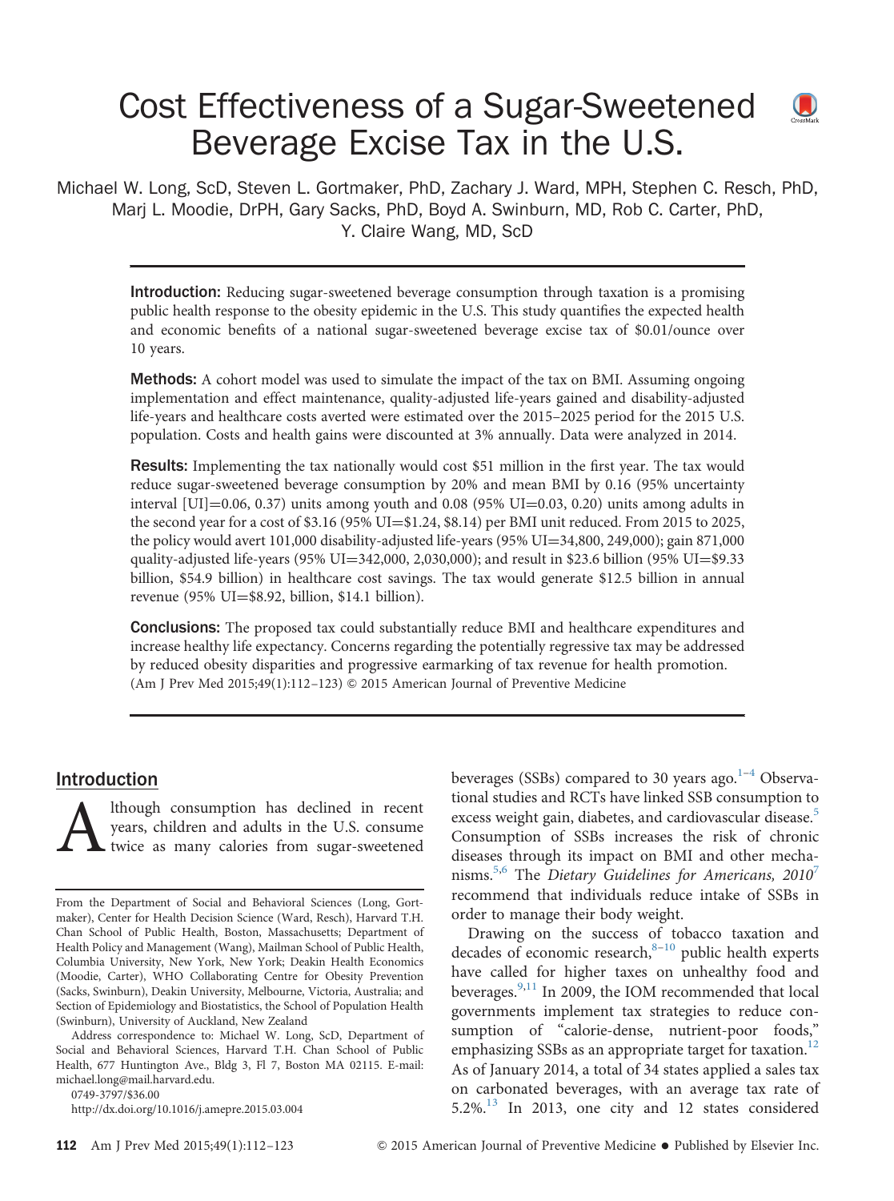# Cost Effectiveness of a Sugar-Sweetened Beverage Excise Tax in the U.S.

Michael W. Long, ScD, Steven L. Gortmaker, PhD, Zachary J. Ward, MPH, Stephen C. Resch, PhD, Marj L. Moodie, DrPH, Gary Sacks, PhD, Boyd A. Swinburn, MD, Rob C. Carter, PhD, Y. Claire Wang, MD, ScD

**Introduction:** Reducing sugar-sweetened beverage consumption through taxation is a promising public health response to the obesity epidemic in the U.S. This study quantifies the expected health and economic benefits of a national sugar-sweetened beverage excise tax of $0.01/ounce over 10 years.

**Methods:** A cohort model was used to simulate the impact of the tax on BMI. Assuming ongoing implementation and effect maintenance, quality-adjusted life-years gained and disability-adjusted life-years and healthcare costs averted were estimated over the 2015–2025 period for the 2015 U.S. population. Costs and health gains were discounted at 3% annually. Data were analyzed in 2014.

**Results:** Implementing the tax nationally would cost $51 million in the first year. The tax would reduce sugar-sweetened beverage consumption by 20% and mean BMI by 0.16 (95% uncertainty interval [UI]=0.06, 0.37) units among youth and 0.08 (95% UI=0.03, 0.20) units among adults in the second year for a cost of $3.16 (95% UI=$1.24, $8.14) per BMI unit reduced. From 2015 to 2025, the policy would avert 101,000 disability-adjusted life-years (95% UI=34,800, 249,000); gain 871,000 quality-adjusted life-years (95% UI=342,000, 2,030,000); and result in $23.6 billion (95% UI=$9.33 billion, $54.9 billion) in healthcare cost savings. The tax would generate $12.5 billion in annual revenue (95% UI=$8.92, billion, $14.1 billion).

**Conclusions:** The proposed tax could substantially reduce BMI and healthcare expenditures and increase healthy life expectancy. Concerns regarding the potentially regressive tax may be addressed by reduced obesity disparities and progressive earmarking of tax revenue for health promotion.
(Am J Prev Med 2015;49(1):112–123) © 2015 American Journal of Preventive Medicine

## Introduction

Although consumption has declined in recent years, children and adults in the U.S. consume twice as many calories from sugar-sweetened beverages (SSBs) compared to 30 years ago.[1–4] Observational studies and RCTs have linked SSB consumption to excess weight gain, diabetes, and cardiovascular disease.[5] Consumption of SSBs increases the risk of chronic diseases through its impact on BMI and other mechanisms.[5,6] The *Dietary Guidelines for Americans, 2010*[7] recommend that individuals reduce intake of SSBs in order to manage their body weight.

Drawing on the success of tobacco taxation and decades of economic research,[8–10] public health experts have called for higher taxes on unhealthy food and beverages.[9,11] In 2009, the IOM recommended that local governments implement tax strategies to reduce consumption of "calorie-dense, nutrient-poor foods," emphasizing SSBs as an appropriate target for taxation.[12] As of January 2014, a total of 34 states applied a sales tax on carbonated beverages, with an average tax rate of 5.2%.[13] In 2013, one city and 12 states considered

From the Department of Social and Behavioral Sciences (Long, Gortmaker), Center for Health Decision Science (Ward, Resch), Harvard T.H. Chan School of Public Health, Boston, Massachusetts; Department of Health Policy and Management (Wang), Mailman School of Public Health, Columbia University, New York, New York; Deakin Health Economics (Moodie, Carter), WHO Collaborating Centre for Obesity Prevention (Sacks, Swinburn), Deakin University, Melbourne, Victoria, Australia; and Section of Epidemiology and Biostatistics, the School of Population Health (Swinburn), University of Auckland, New Zealand

Address correspondence to: Michael W. Long, ScD, Department of Social and Behavioral Sciences, Harvard T.H. Chan School of Public Health, 677 Huntington Ave., Bldg 3, Fl 7, Boston MA 02115. E-mail: michael.long@mail.harvard.edu.

0749-3797/$36.00

http://dx.doi.org/10.1016/j.amepre.2015.03.004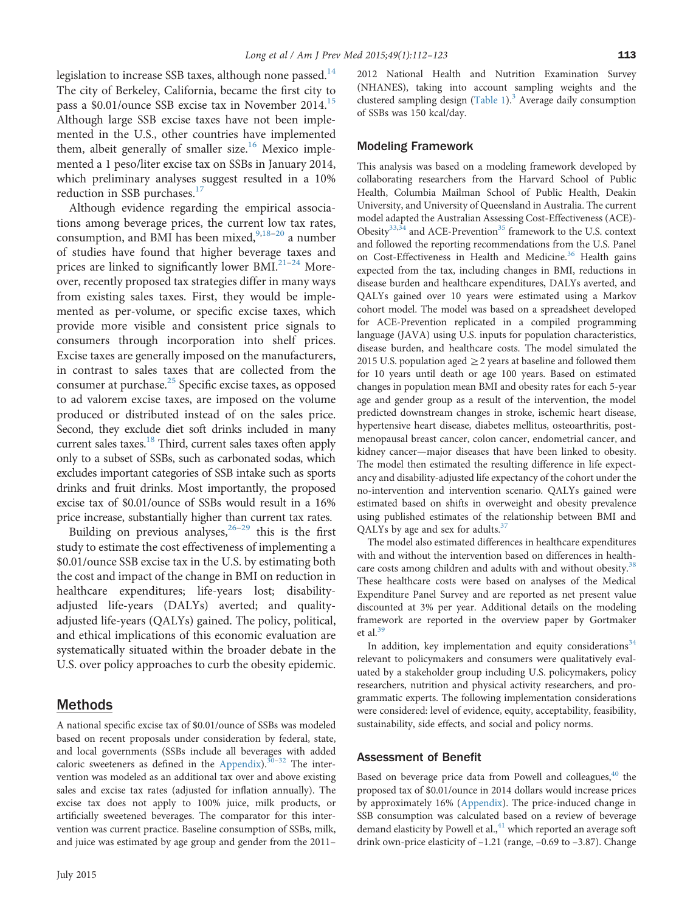legislation to increase SSB taxes, although none passed.[14] The city of Berkeley, California, became the first city to pass a $0.01/ounce SSB excise tax in November 2014.[15] Although large SSB excise taxes have not been implemented in the U.S., other countries have implemented them, albeit generally of smaller size.[16] Mexico implemented a 1 peso/liter excise tax on SSBs in January 2014, which preliminary analyses suggest resulted in a 10% reduction in SSB purchases.[17]

Although evidence regarding the empirical associations among beverage prices, the current low tax rates, consumption, and BMI has been mixed,[9,18–20] a number of studies have found that higher beverage taxes and prices are linked to significantly lower BMI.[21–24] Moreover, recently proposed tax strategies differ in many ways from existing sales taxes. First, they would be implemented as per-volume, or specific excise taxes, which provide more visible and consistent price signals to consumers through incorporation into shelf prices. Excise taxes are generally imposed on the manufacturers, in contrast to sales taxes that are collected from the consumer at purchase.[25] Specific excise taxes, as opposed to ad valorem excise taxes, are imposed on the volume produced or distributed instead of on the sales price. Second, they exclude diet soft drinks included in many current sales taxes.[18] Third, current sales taxes often apply only to a subset of SSBs, such as carbonated sodas, which excludes important categories of SSB intake such as sports drinks and fruit drinks. Most importantly, the proposed excise tax of $0.01/ounce of SSBs would result in a 16% price increase, substantially higher than current tax rates.

Building on previous analyses,[26–29] this is the first study to estimate the cost effectiveness of implementing a $0.01/ounce SSB excise tax in the U.S. by estimating both the cost and impact of the change in BMI on reduction in healthcare expenditures; life-years lost; disability-adjusted life-years (DALYs) averted; and quality-adjusted life-years (QALYs) gained. The policy, political, and ethical implications of this economic evaluation are systematically situated within the broader debate in the U.S. over policy approaches to curb the obesity epidemic.

## Methods

A national specific excise tax of $0.01/ounce of SSBs was modeled based on recent proposals under consideration by federal, state, and local governments (SSBs include all beverages with added caloric sweeteners as defined in the Appendix).[30–32] The intervention was modeled as an additional tax over and above existing sales and excise tax rates (adjusted for inflation annually). The excise tax does not apply to 100% juice, milk products, or artificially sweetened beverages. The comparator for this intervention was current practice. Baseline consumption of SSBs, milk, and juice was estimated by age group and gender from the 2011–2012 National Health and Nutrition Examination Survey (NHANES), taking into account sampling weights and the clustered sampling design (Table 1).[3] Average daily consumption of SSBs was 150 kcal/day.

### Modeling Framework

This analysis was based on a modeling framework developed by collaborating researchers from the Harvard School of Public Health, Columbia Mailman School of Public Health, Deakin University, and University of Queensland in Australia. The current model adapted the Australian Assessing Cost-Effectiveness (ACE)-Obesity[33,34] and ACE-Prevention[35] framework to the U.S. context and followed the reporting recommendations from the U.S. Panel on Cost-Effectiveness in Health and Medicine.[36] Health gains expected from the tax, including changes in BMI, reductions in disease burden and healthcare expenditures, DALYs averted, and QALYs gained over 10 years were estimated using a Markov cohort model. The model was based on a spreadsheet developed for ACE-Prevention replicated in a compiled programming language (JAVA) using U.S. inputs for population characteristics, disease burden, and healthcare costs. The model simulated the 2015 U.S. population aged ≥2 years at baseline and followed them for 10 years until death or age 100 years. Based on estimated changes in population mean BMI and obesity rates for each 5-year age and gender group as a result of the intervention, the model predicted downstream changes in stroke, ischemic heart disease, hypertensive heart disease, diabetes mellitus, osteoarthritis, postmenopausal breast cancer, colon cancer, endometrial cancer, and kidney cancer—major diseases that have been linked to obesity. The model then estimated the resulting difference in life expectancy and disability-adjusted life expectancy of the cohort under the no-intervention and intervention scenario. QALYs gained were estimated based on shifts in overweight and obesity prevalence using published estimates of the relationship between BMI and QALYs by age and sex for adults.[37]

The model also estimated differences in healthcare expenditures with and without the intervention based on differences in healthcare costs among children and adults with and without obesity.[38] These healthcare costs were based on analyses of the Medical Expenditure Panel Survey and are reported as net present value discounted at 3% per year. Additional details on the modeling framework are reported in the overview paper by Gortmaker et al.[39]

In addition, key implementation and equity considerations[34] relevant to policymakers and consumers were qualitatively evaluated by a stakeholder group including U.S. policymakers, policy researchers, nutrition and physical activity researchers, and programmatic experts. The following implementation considerations were considered: level of evidence, equity, acceptability, feasibility, sustainability, side effects, and social and policy norms.

### Assessment of Benefit

Based on beverage price data from Powell and colleagues,[40] the proposed tax of $0.01/ounce in 2014 dollars would increase prices by approximately 16% (Appendix). The price-induced change in SSB consumption was calculated based on a review of beverage demand elasticity by Powell et al.,[41] which reported an average soft drink own-price elasticity of −1.21 (range, −0.69 to −3.87). Change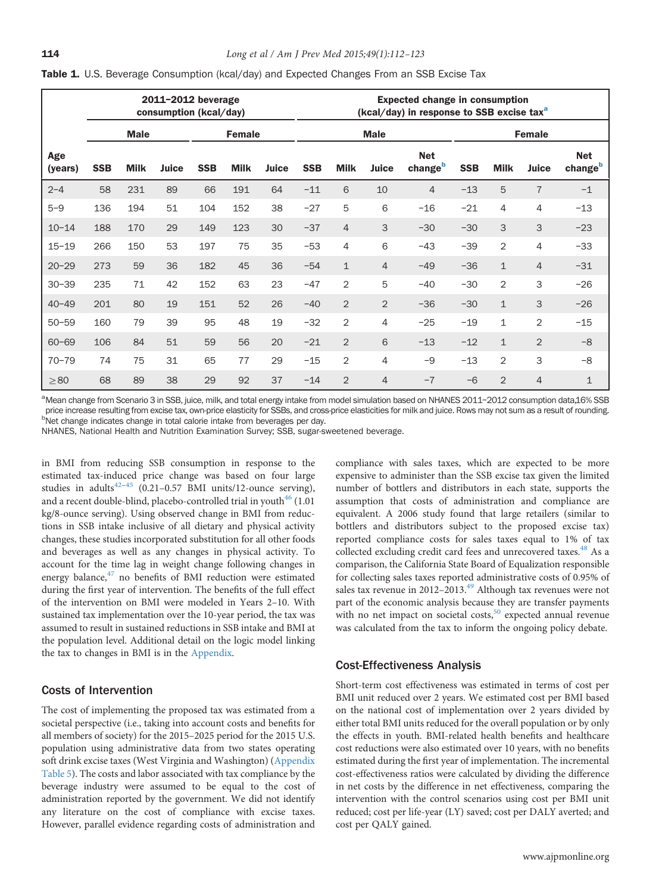**Table 1.** U.S. Beverage Consumption (kcal/day) and Expected Changes From an SSB Excise Tax

| | 2011–2012 beverage consumption (kcal/day) | | | | | | Expected change in consumption (kcal/day) in response to SSB excise tax[a] | | | | | | | |
|---|---|---|---|---|---|---|---|---|---|---|---|---|---|---|
| | Male | | | Female | | | Male | | | | Female | | | |
| Age (years) | SSB | Milk | Juice | SSB | Milk | Juice | SSB | Milk | Juice | Net change[b] | SSB | Milk | Juice | Net change[b] |
| 2–4 | 58 | 231 | 89 | 66 | 191 | 64 | −11 | 6 | 10 | 4 | −13 | 5 | 7 | −1 |
| 5–9 | 136 | 194 | 51 | 104 | 152 | 38 | −27 | 5 | 6 | −16 | −21 | 4 | 4 | −13 |
| 10–14 | 188 | 170 | 29 | 149 | 123 | 30 | −37 | 4 | 3 | −30 | −30 | 3 | 3 | −23 |
| 15–19 | 266 | 150 | 53 | 197 | 75 | 35 | −53 | 4 | 6 | −43 | −39 | 2 | 4 | −33 |
| 20–29 | 273 | 59 | 36 | 182 | 45 | 36 | −54 | 1 | 4 | −49 | −36 | 1 | 4 | −31 |
| 30–39 | 235 | 71 | 42 | 152 | 63 | 23 | −47 | 2 | 5 | −40 | −30 | 2 | 3 | −26 |
| 40–49 | 201 | 80 | 19 | 151 | 52 | 26 | −40 | 2 | 2 | −36 | −30 | 1 | 3 | −26 |
| 50–59 | 160 | 79 | 39 | 95 | 48 | 19 | −32 | 2 | 4 | −25 | −19 | 1 | 2 | −15 |
| 60–69 | 106 | 84 | 51 | 59 | 56 | 20 | −21 | 2 | 6 | −13 | −12 | 1 | 2 | −8 |
| 70–79 | 74 | 75 | 31 | 65 | 77 | 29 | −15 | 2 | 4 | −9 | −13 | 2 | 3 | −8 |
| ≥80 | 68 | 89 | 38 | 29 | 92 | 37 | −14 | 2 | 4 | −7 | −6 | 2 | 4 | 1 |

[a]Mean change from Scenario 3 in SSB, juice, milk, and total energy intake from model simulation based on NHANES 2011–2012 consumption data,16% SSB price increase resulting from excise tax, own-price elasticity for SSBs, and cross-price elasticities for milk and juice. Rows may not sum as a result of rounding.
[b]Net change indicates change in total calorie intake from beverages per day.
NHANES, National Health and Nutrition Examination Survey; SSB, sugar-sweetened beverage.

in BMI from reducing SSB consumption in response to the estimated tax-induced price change was based on four large studies in adults[42–45] (0.21–0.57 BMI units/12-ounce serving), and a recent double-blind, placebo-controlled trial in youth[46] (1.01 kg/8-ounce serving). Using observed change in BMI from reductions in SSB intake inclusive of all dietary and physical activity changes, these studies incorporated substitution for all other foods and beverages as well as any changes in physical activity. To account for the time lag in weight change following changes in energy balance,[47] no benefits of BMI reduction were estimated during the first year of intervention. The benefits of the full effect of the intervention on BMI were modeled in Years 2–10. With sustained tax implementation over the 10-year period, the tax was assumed to result in sustained reductions in SSB intake and BMI at the population level. Additional detail on the logic model linking the tax to changes in BMI is in the Appendix.

### Costs of Intervention

The cost of implementing the proposed tax was estimated from a societal perspective (i.e., taking into account costs and benefits for all members of society) for the 2015–2025 period for the 2015 U.S. population using administrative data from two states operating soft drink excise taxes (West Virginia and Washington) (Appendix Table 5). The costs and labor associated with tax compliance by the beverage industry were assumed to be equal to the cost of administration reported by the government. We did not identify any literature on the cost of compliance with excise taxes. However, parallel evidence regarding costs of administration and compliance with sales taxes, which are expected to be more expensive to administer than the SSB excise tax given the limited number of bottlers and distributors in each state, supports the assumption that costs of administration and compliance are equivalent. A 2006 study found that large retailers (similar to bottlers and distributors subject to the proposed excise tax) reported compliance costs for sales taxes equal to 1% of tax collected excluding credit card fees and unrecovered taxes.[48] As a comparison, the California State Board of Equalization responsible for collecting sales taxes reported administrative costs of 0.95% of sales tax revenue in 2012–2013.[49] Although tax revenues were not part of the economic analysis because they are transfer payments with no net impact on societal costs,[50] expected annual revenue was calculated from the tax to inform the ongoing policy debate.

### Cost-Effectiveness Analysis

Short-term cost effectiveness was estimated in terms of cost per BMI unit reduced over 2 years. We estimated cost per BMI based on the national cost of implementation over 2 years divided by either total BMI units reduced for the overall population or by only the effects in youth. BMI-related health benefits and healthcare cost reductions were also estimated over 10 years, with no benefits estimated during the first year of implementation. The incremental cost-effectiveness ratios were calculated by dividing the difference in net costs by the difference in net effectiveness, comparing the intervention with the control scenarios using cost per BMI unit reduced; cost per life-year (LY) saved; cost per DALY averted; and cost per QALY gained.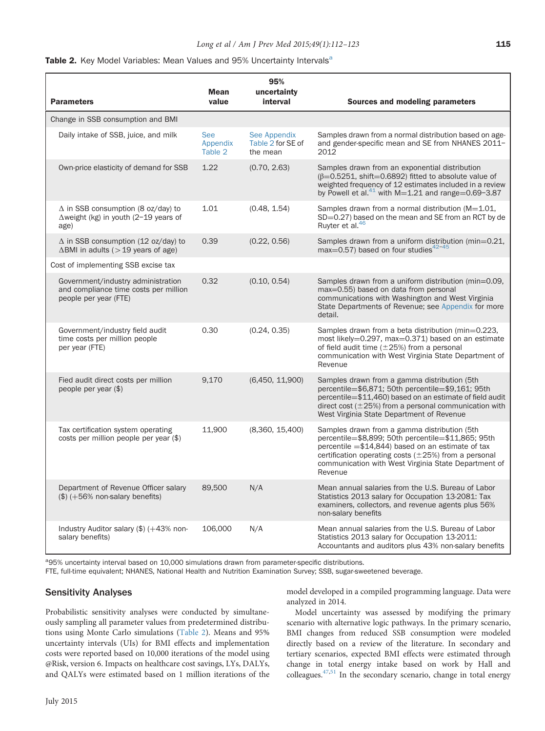**Table 2.** Key Model Variables: Mean Values and 95% Uncertainty Intervals[a]

| Parameters | Mean value | 95% uncertainty interval | Sources and modeling parameters |
|---|---|---|---|
| Change in SSB consumption and BMI | | | |
| Daily intake of SSB, juice, and milk | See Appendix Table 2 | See Appendix Table 2 for SE of the mean | Samples drawn from a normal distribution based on age- and gender-specific mean and SE from NHANES 2011–2012 |
| Own-price elasticity of demand for SSB | 1.22 | (0.70, 2.63) | Samples drawn from an exponential distribution (β=0.5251, shift=0.6892) fitted to absolute value of weighted frequency of 12 estimates included in a review by Powell et al.[41] with M=1.21 and range=0.69–3.87 |
| Δ in SSB consumption (8 oz/day) to Δweight (kg) in youth (2–19 years of age) | 1.01 | (0.48, 1.54) | Samples drawn from a normal distribution (M=1.01, SD=0.27) based on the mean and SE from an RCT by de Ruyter et al.[46] |
| Δ in SSB consumption (12 oz/day) to ΔBMI in adults (>19 years of age) | 0.39 | (0.22, 0.56) | Samples drawn from a uniform distribution (min=0.21, max=0.57) based on four studies[42–45] |
| Cost of implementing SSB excise tax | | | |
| Government/industry administration and compliance time costs per million people per year (FTE) | 0.32 | (0.10, 0.54) | Samples drawn from a uniform distribution (min=0.09, max=0.55) based on data from personal communications with Washington and West Virginia State Departments of Revenue; see Appendix for more detail. |
| Government/industry field audit time costs per million people per year (FTE) | 0.30 | (0.24, 0.35) | Samples drawn from a beta distribution (min=0.223, most likely=0.297, max=0.371) based on an estimate of field audit time (±25%) from a personal communication with West Virginia State Department of Revenue |
| Fied audit direct costs per million people per year ($) | 9,170 | (6,450, 11,900) | Samples drawn from a gamma distribution (5th percentile=$6,871; 50th percentile=$9,161; 95th percentile=$11,460) based on an estimate of field audit direct cost (±25%) from a personal communication with West Virginia State Department of Revenue |
| Tax certification system operating costs per million people per year ($) | 11,900 | (8,360, 15,400) | Samples drawn from a gamma distribution (5th percentile=$8,899; 50th percentile=$11,865; 95th percentile =$14,844) based on an estimate of tax certification operating costs (±25%) from a personal communication with West Virginia State Department of Revenue |
| Department of Revenue Officer salary ($) (+56% non-salary benefits) | 89,500 | N/A | Mean annual salaries from the U.S. Bureau of Labor Statistics 2013 salary for Occupation 13-2081: Tax examiners, collectors, and revenue agents plus 56% non-salary benefits |
| Industry Auditor salary ($) (+43% non-salary benefits) | 106,000 | N/A | Mean annual salaries from the U.S. Bureau of Labor Statistics 2013 salary for Occupation 13-2011: Accountants and auditors plus 43% non-salary benefits |

[a]95% uncertainty interval based on 10,000 simulations drawn from parameter-specific distributions.
FTE, full-time equivalent; NHANES, National Health and Nutrition Examination Survey; SSB, sugar-sweetened beverage.

## Sensitivity Analyses

Probabilistic sensitivity analyses were conducted by simultaneously sampling all parameter values from predetermined distributions using Monte Carlo simulations (Table 2). Means and 95% uncertainty intervals (UIs) for BMI effects and implementation costs were reported based on 10,000 iterations of the model using @Risk, version 6. Impacts on healthcare cost savings, LYs, DALYs, and QALYs were estimated based on 1 million iterations of the model developed in a compiled programming language. Data were analyzed in 2014.

Model uncertainty was assessed by modifying the primary scenario with alternative logic pathways. In the primary scenario, BMI changes from reduced SSB consumption were modeled directly based on a review of the literature. In secondary and tertiary scenarios, expected BMI effects were estimated through change in total energy intake based on work by Hall and colleagues.[47,51] In the secondary scenario, change in total energy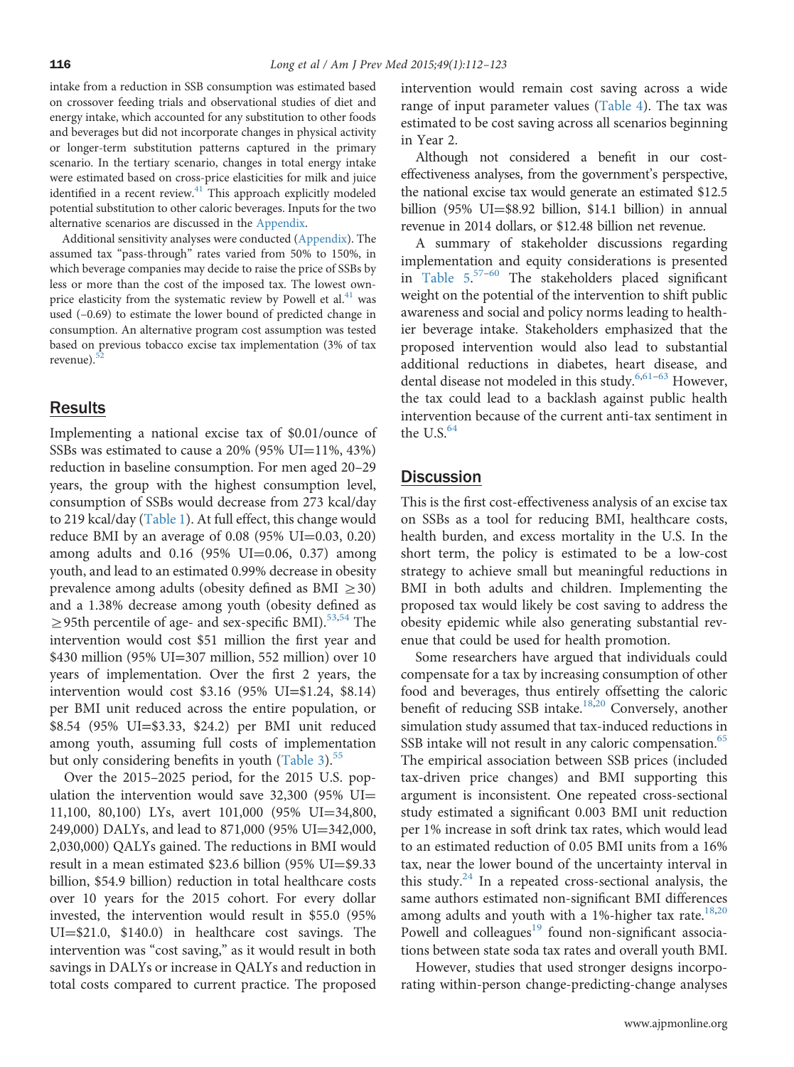intake from a reduction in SSB consumption was estimated based on crossover feeding trials and observational studies of diet and energy intake, which accounted for any substitution to other foods and beverages but did not incorporate changes in physical activity or longer-term substitution patterns captured in the primary scenario. In the tertiary scenario, changes in total energy intake were estimated based on cross-price elasticities for milk and juice identified in a recent review.[41] This approach explicitly modeled potential substitution to other caloric beverages. Inputs for the two alternative scenarios are discussed in the Appendix.

Additional sensitivity analyses were conducted (Appendix). The assumed tax "pass-through" rates varied from 50% to 150%, in which beverage companies may decide to raise the price of SSBs by less or more than the cost of the imposed tax. The lowest own-price elasticity from the systematic review by Powell et al.[41] was used (–0.69) to estimate the lower bound of predicted change in consumption. An alternative program cost assumption was tested based on previous tobacco excise tax implementation (3% of tax revenue).[52]

## Results

Implementing a national excise tax of \$0.01/ounce of SSBs was estimated to cause a 20% (95% UI=11%, 43%) reduction in baseline consumption. For men aged 20–29 years, the group with the highest consumption level, consumption of SSBs would decrease from 273 kcal/day to 219 kcal/day (Table 1). At full effect, this change would reduce BMI by an average of 0.08 (95% UI=0.03, 0.20) among adults and 0.16 (95% UI=0.06, 0.37) among youth, and lead to an estimated 0.99% decrease in obesity prevalence among adults (obesity defined as BMI $\geq$30) and a 1.38% decrease among youth (obesity defined as $\geq$95th percentile of age- and sex-specific BMI).[53,54] The intervention would cost \$51 million the first year and \$430 million (95% UI=307 million, 552 million) over 10 years of implementation. Over the first 2 years, the intervention would cost \$3.16 (95% UI=\$1.24, \$8.14) per BMI unit reduced across the entire population, or \$8.54 (95% UI=\$3.33, \$24.2) per BMI unit reduced among youth, assuming full costs of implementation but only considering benefits in youth (Table 3).[55]

Over the 2015–2025 period, for the 2015 U.S. population the intervention would save 32,300 (95% UI=11,100, 80,100) LYs, avert 101,000 (95% UI=34,800, 249,000) DALYs, and lead to 871,000 (95% UI=342,000, 2,030,000) QALYs gained. The reductions in BMI would result in a mean estimated \$23.6 billion (95% UI=\$9.33 billion, \$54.9 billion) reduction in total healthcare costs over 10 years for the 2015 cohort. For every dollar invested, the intervention would result in \$55.0 (95% UI=\$21.0, \$140.0) in healthcare cost savings. The intervention was "cost saving," as it would result in both savings in DALYs or increase in QALYs and reduction in total costs compared to current practice. The proposed intervention would remain cost saving across a wide range of input parameter values (Table 4). The tax was estimated to be cost saving across all scenarios beginning in Year 2.

Although not considered a benefit in our cost-effectiveness analyses, from the government's perspective, the national excise tax would generate an estimated \$12.5 billion (95% UI=\$8.92 billion, \$14.1 billion) in annual revenue in 2014 dollars, or \$12.48 billion net revenue.

A summary of stakeholder discussions regarding implementation and equity considerations is presented in Table 5.[57–60] The stakeholders placed significant weight on the potential of the intervention to shift public awareness and social and policy norms leading to healthier beverage intake. Stakeholders emphasized that the proposed intervention would also lead to substantial additional reductions in diabetes, heart disease, and dental disease not modeled in this study.[6,61–63] However, the tax could lead to a backlash against public health intervention because of the current anti-tax sentiment in the U.S.[64]

## Discussion

This is the first cost-effectiveness analysis of an excise tax on SSBs as a tool for reducing BMI, healthcare costs, health burden, and excess mortality in the U.S. In the short term, the policy is estimated to be a low-cost strategy to achieve small but meaningful reductions in BMI in both adults and children. Implementing the proposed tax would likely be cost saving to address the obesity epidemic while also generating substantial revenue that could be used for health promotion.

Some researchers have argued that individuals could compensate for a tax by increasing consumption of other food and beverages, thus entirely offsetting the caloric benefit of reducing SSB intake.[18,20] Conversely, another simulation study assumed that tax-induced reductions in SSB intake will not result in any caloric compensation.[65] The empirical association between SSB prices (included tax-driven price changes) and BMI supporting this argument is inconsistent. One repeated cross-sectional study estimated a significant 0.003 BMI unit reduction per 1% increase in soft drink tax rates, which would lead to an estimated reduction of 0.05 BMI units from a 16% tax, near the lower bound of the uncertainty interval in this study.[24] In a repeated cross-sectional analysis, the same authors estimated non-significant BMI differences among adults and youth with a 1%-higher tax rate.[18,20] Powell and colleagues[19] found non-significant associations between state soda tax rates and overall youth BMI.

However, studies that used stronger designs incorporating within-person change-predicting-change analyses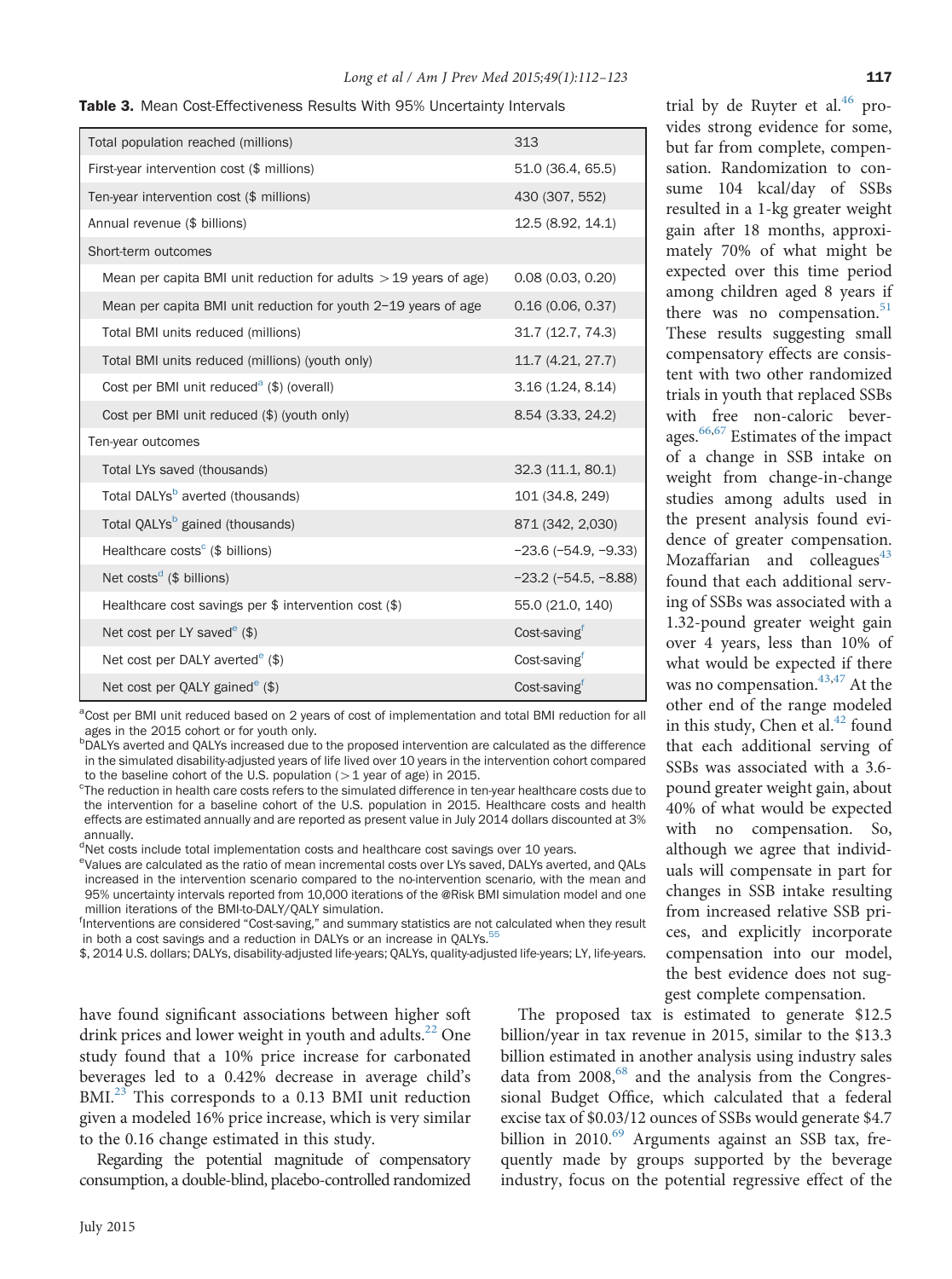**Table 3.** Mean Cost-Effectiveness Results With 95% Uncertainty Intervals

| | |
|---|---|
| Total population reached (millions) | 313 |
| First-year intervention cost ($ millions) | 51.0 (36.4, 65.5) |
| Ten-year intervention cost ($ millions) | 430 (307, 552) |
| Annual revenue ($ billions) | 12.5 (8.92, 14.1) |
| Short-term outcomes | |
| Mean per capita BMI unit reduction for adults >19 years of age) | 0.08 (0.03, 0.20) |
| Mean per capita BMI unit reduction for youth 2–19 years of age | 0.16 (0.06, 0.37) |
| Total BMI units reduced (millions) | 31.7 (12.7, 74.3) |
| Total BMI units reduced (millions) (youth only) | 11.7 (4.21, 27.7) |
| Cost per BMI unit reduced[a] ($) (overall) | 3.16 (1.24, 8.14) |
| Cost per BMI unit reduced ($) (youth only) | 8.54 (3.33, 24.2) |
| Ten-year outcomes | |
| Total LYs saved (thousands) | 32.3 (11.1, 80.1) |
| Total DALYs[b] averted (thousands) | 101 (34.8, 249) |
| Total QALYs[b] gained (thousands) | 871 (342, 2,030) |
| Healthcare costs[c] ($ billions) | −23.6 (−54.9, −9.33) |
| Net costs[d] ($ billions) | −23.2 (−54.5, −8.88) |
| Healthcare cost savings per $ intervention cost ($) | 55.0 (21.0, 140) |
| Net cost per LY saved[e] ($) | Cost-saving[f] |
| Net cost per DALY averted[e] ($) | Cost-saving[f] |
| Net cost per QALY gained[e] ($) | Cost-saving[f] |

[a]Cost per BMI unit reduced based on 2 years of cost of implementation and total BMI reduction for all ages in the 2015 cohort or for youth only.
[b]DALYs averted and QALYs increased due to the proposed intervention are calculated as the difference in the simulated disability-adjusted years of life lived over 10 years in the intervention cohort compared to the baseline cohort of the U.S. population (>1 year of age) in 2015.
[c]The reduction in health care costs refers to the simulated difference in ten-year healthcare costs due to the intervention for a baseline cohort of the U.S. population in 2015. Healthcare costs and health effects are estimated annually and are reported as present value in July 2014 dollars discounted at 3% annually.
[d]Net costs include total implementation costs and healthcare cost savings over 10 years.
[e]Values are calculated as the ratio of mean incremental costs over LYs saved, DALYs averted, and QALs increased in the intervention scenario compared to the no-intervention scenario, with the mean and 95% uncertainty intervals reported from 10,000 iterations of the @Risk BMI simulation model and one million iterations of the BMI-to-DALY/QALY simulation.
[f]Interventions are considered "Cost-saving," and summary statistics are not calculated when they result in both a cost savings and a reduction in DALYs or an increase in QALYs.[55]
$, 2014 U.S. dollars; DALYs, disability-adjusted life-years; QALYs, quality-adjusted life-years; LY, life-years.

have found significant associations between higher soft drink prices and lower weight in youth and adults.[22] One study found that a 10% price increase for carbonated beverages led to a 0.42% decrease in average child's BMI.[23] This corresponds to a 0.13 BMI unit reduction given a modeled 16% price increase, which is very similar to the 0.16 change estimated in this study.

Regarding the potential magnitude of compensatory consumption, a double-blind, placebo-controlled randomized trial by de Ruyter et al.[46] provides strong evidence for some, but far from complete, compensation. Randomization to consume 104 kcal/day of SSBs resulted in a 1-kg greater weight gain after 18 months, approximately 70% of what might be expected over this time period among children aged 8 years if there was no compensation.[51] These results suggesting small compensatory effects are consistent with two other randomized trials in youth that replaced SSBs with free non-caloric beverages.[66,67] Estimates of the impact of a change in SSB intake on weight from change-in-change studies among adults used in the present analysis found evidence of greater compensation. Mozaffarian and colleagues[43] found that each additional serving of SSBs was associated with a 1.32-pound greater weight gain over 4 years, less than 10% of what would be expected if there was no compensation.[43,47] At the other end of the range modeled in this study, Chen et al.[42] found that each additional serving of SSBs was associated with a 3.6-pound greater weight gain, about 40% of what would be expected with no compensation. So, although we agree that individuals will compensate in part for changes in SSB intake resulting from increased relative SSB prices, and explicitly incorporate compensation into our model, the best evidence does not suggest complete compensation.

The proposed tax is estimated to generate $12.5 billion/year in tax revenue in 2015, similar to the $13.3 billion estimated in another analysis using industry sales data from 2008,[68] and the analysis from the Congressional Budget Office, which calculated that a federal excise tax of $0.03/12 ounces of SSBs would generate $4.7 billion in 2010.[69] Arguments against an SSB tax, frequently made by groups supported by the beverage industry, focus on the potential regressive effect of the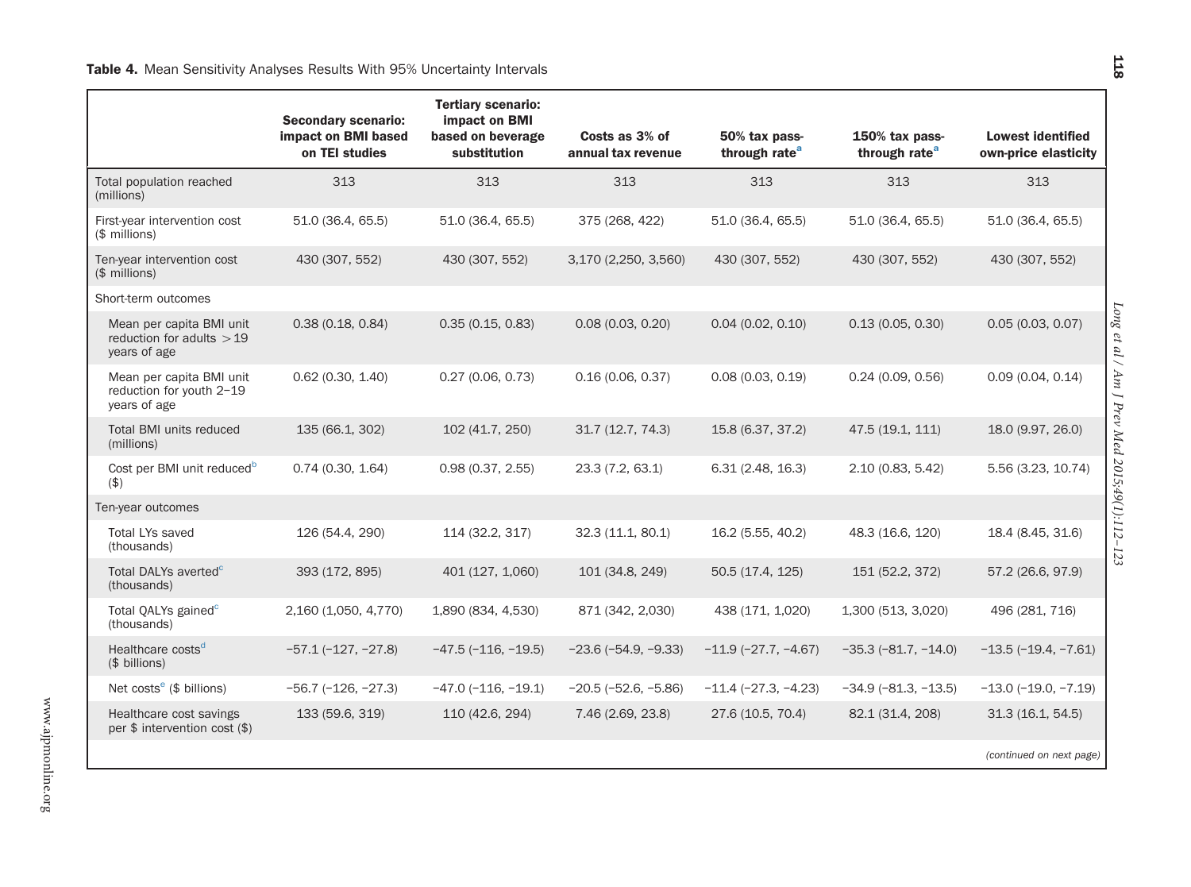**Table 4.** Mean Sensitivity Analyses Results With 95% Uncertainty Intervals

| | Secondary scenario: impact on BMI based on TEI studies | Tertiary scenario: impact on BMI based on beverage substitution | Costs as 3% of annual tax revenue | 50% tax pass-through rate[a] | 150% tax pass-through rate[a] | Lowest identified own-price elasticity |
|---|---|---|---|---|---|---|
| Total population reached (millions) | 313 | 313 | 313 | 313 | 313 | 313 |
| First-year intervention cost ($ millions) | 51.0 (36.4, 65.5) | 51.0 (36.4, 65.5) | 375 (268, 422) | 51.0 (36.4, 65.5) | 51.0 (36.4, 65.5) | 51.0 (36.4, 65.5) |
| Ten-year intervention cost ($ millions) | 430 (307, 552) | 430 (307, 552) | 3,170 (2,250, 3,560) | 430 (307, 552) | 430 (307, 552) | 430 (307, 552) |
| Short-term outcomes | | | | | | |
| Mean per capita BMI unit reduction for adults >19 years of age | 0.38 (0.18, 0.84) | 0.35 (0.15, 0.83) | 0.08 (0.03, 0.20) | 0.04 (0.02, 0.10) | 0.13 (0.05, 0.30) | 0.05 (0.03, 0.07) |
| Mean per capita BMI unit reduction for youth 2–19 years of age | 0.62 (0.30, 1.40) | 0.27 (0.06, 0.73) | 0.16 (0.06, 0.37) | 0.08 (0.03, 0.19) | 0.24 (0.09, 0.56) | 0.09 (0.04, 0.14) |
| Total BMI units reduced (millions) | 135 (66.1, 302) | 102 (41.7, 250) | 31.7 (12.7, 74.3) | 15.8 (6.37, 37.2) | 47.5 (19.1, 111) | 18.0 (9.97, 26.0) |
| Cost per BMI unit reduced[b] ($) | 0.74 (0.30, 1.64) | 0.98 (0.37, 2.55) | 23.3 (7.2, 63.1) | 6.31 (2.48, 16.3) | 2.10 (0.83, 5.42) | 5.56 (3.23, 10.74) |
| Ten-year outcomes | | | | | | |
| Total LYs saved (thousands) | 126 (54.4, 290) | 114 (32.2, 317) | 32.3 (11.1, 80.1) | 16.2 (5.55, 40.2) | 48.3 (16.6, 120) | 18.4 (8.45, 31.6) |
| Total DALYs averted[c] (thousands) | 393 (172, 895) | 401 (127, 1,060) | 101 (34.8, 249) | 50.5 (17.4, 125) | 151 (52.2, 372) | 57.2 (26.6, 97.9) |
| Total QALYs gained[c] (thousands) | 2,160 (1,050, 4,770) | 1,890 (834, 4,530) | 871 (342, 2,030) | 438 (171, 1,020) | 1,300 (513, 3,020) | 496 (281, 716) |
| Healthcare costs[d] ($ billions) | −57.1 (−127, −27.8) | −47.5 (−116, −19.5) | −23.6 (−54.9, −9.33) | −11.9 (−27.7, −4.67) | −35.3 (−81.7, −14.0) | −13.5 (−19.4, −7.61) |
| Net costs[e] ($ billions) | −56.7 (−126, −27.3) | −47.0 (−116, −19.1) | −20.5 (−52.6, −5.86) | −11.4 (−27.3, −4.23) | −34.9 (−81.3, −13.5) | −13.0 (−19.0, −7.19) |
| Healthcare cost savings per $ intervention cost ($) | 133 (59.6, 319) | 110 (42.6, 294) | 7.46 (2.69, 23.8) | 27.6 (10.5, 70.4) | 82.1 (31.4, 208) | 31.3 (16.1, 54.5) |

*(continued on next page)*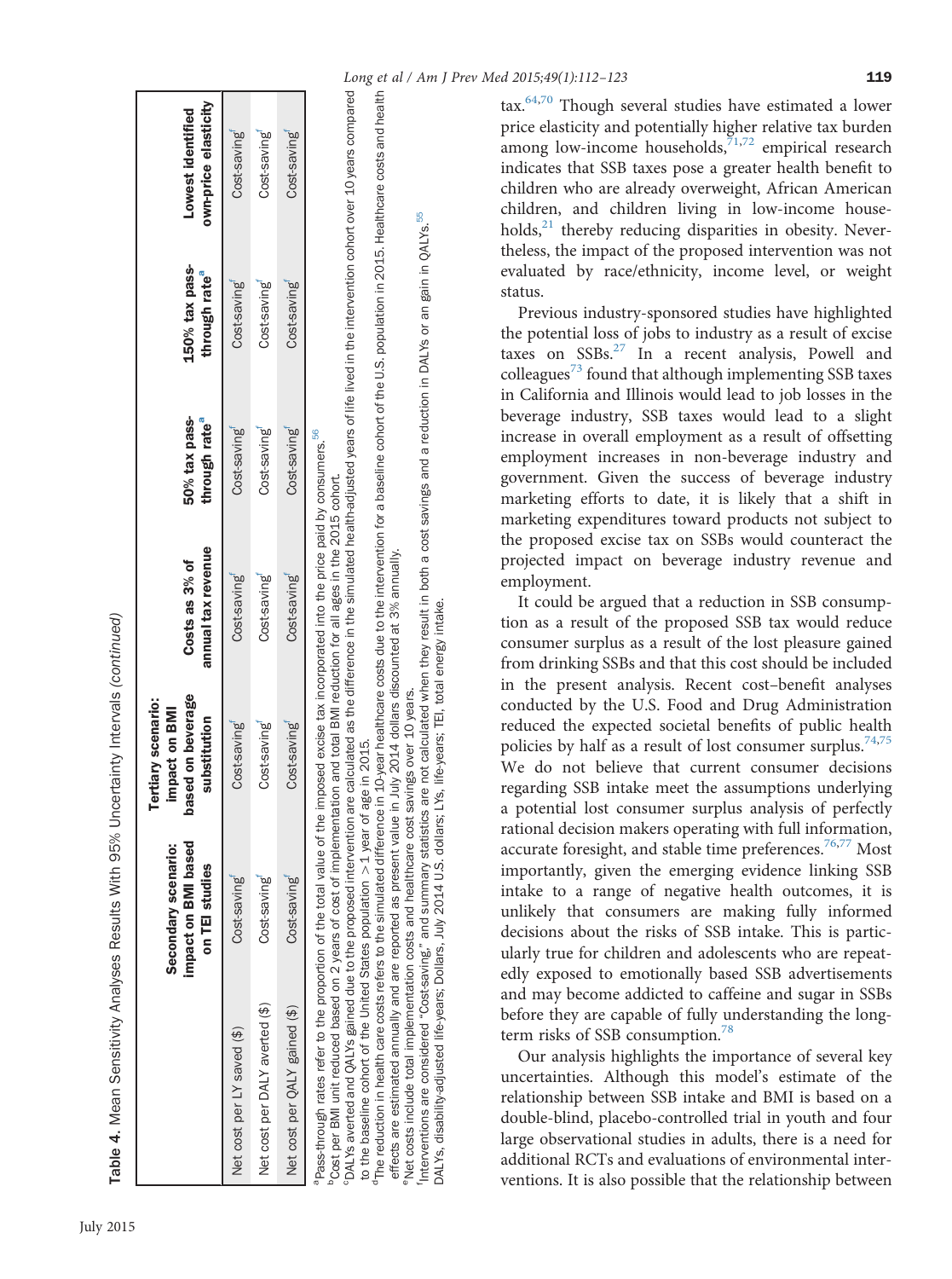**Table 4.** Mean Sensitivity Analyses Results With 95% Uncertainty Intervals *(continued)*

| | Secondary scenario: impact on BMI based on TEI studies | Tertiary scenario: impact on BMI based on beverage substitution | Costs as 3% of annual tax revenue | 50% tax pass-through rate[a] | 150% tax pass-through rate[a] | Lowest identified own-price elasticity |
|---|---|---|---|---|---|---|
| Net cost per LY saved ($) | Cost-saving[f] | Cost-saving[f] | Cost-saving[f] | Cost-saving[f] | Cost-saving[f] | Cost-saving[f] |
| Net cost per DALY averted ($) | Cost-saving[f] | Cost-saving[f] | Cost-saving[f] | Cost-saving[f] | Cost-saving[f] | Cost-saving[f] |
| Net cost per QALY gained ($) | Cost-saving[f] | Cost-saving[f] | Cost-saving[f] | Cost-saving[f] | Cost-saving[f] | Cost-saving[f] |

[a]Pass-through rates refer to the proportion of the total value of the imposed excise tax incorporated into the price paid by consumers.[56]
[b]Cost per BMI unit reduced based on 2 years of cost of implementation and total BMI reduction for all ages in the 2015 cohort.
[c]DALYs averted and QALYs gained due to the proposed intervention are calculated as the difference in the simulated health-adjusted years of life lived in the intervention cohort over 10 years compared to the baseline cohort of the United States population >1 year of age in 2015.
[d]The reduction in health care costs refers to the simulated difference in 10-year healthcare costs due to the intervention for a baseline cohort of the U.S. population in 2015. Healthcare costs and health effects are estimated annually and are reported as present value in July 2014 dollars discounted at 3% annually.
[e]Net costs include total implementation costs and healthcare cost savings over 10 years.
[f]Interventions are considered "Cost-saving" and summary statistics are not calculated when they result in both a cost savings and a reduction in DALYs or an gain in QALYs.[55]
DALYs, disability-adjusted life-years; Dollars, July 2014 U.S. dollars; LYs, life-years; TEI, total energy intake.

tax.[64,70] Though several studies have estimated a lower price elasticity and potentially higher relative tax burden among low-income households,[71,72] empirical research indicates that SSB taxes pose a greater health benefit to children who are already overweight, African American children, and children living in low-income households,[21] thereby reducing disparities in obesity. Nevertheless, the impact of the proposed intervention was not evaluated by race/ethnicity, income level, or weight status.

Previous industry-sponsored studies have highlighted the potential loss of jobs to industry as a result of excise taxes on SSBs.[27] In a recent analysis, Powell and colleagues[73] found that although implementing SSB taxes in California and Illinois would lead to job losses in the beverage industry, SSB taxes would lead to a slight increase in overall employment as a result of offsetting employment increases in non-beverage industry and government. Given the success of beverage industry marketing efforts to date, it is likely that a shift in marketing expenditures toward products not subject to the proposed excise tax on SSBs would counteract the projected impact on beverage industry revenue and employment.

It could be argued that a reduction in SSB consumption as a result of the proposed SSB tax would reduce consumer surplus as a result of the lost pleasure gained from drinking SSBs and that this cost should be included in the present analysis. Recent cost–benefit analyses conducted by the U.S. Food and Drug Administration reduced the expected societal benefits of public health policies by half as a result of lost consumer surplus.[74,75] We do not believe that current consumer decisions regarding SSB intake meet the assumptions underlying a potential lost consumer surplus analysis of perfectly rational decision makers operating with full information, accurate foresight, and stable time preferences.[76,77] Most importantly, given the emerging evidence linking SSB intake to a range of negative health outcomes, it is unlikely that consumers are making fully informed decisions about the risks of SSB intake. This is particularly true for children and adolescents who are repeatedly exposed to emotionally based SSB advertisements and may become addicted to caffeine and sugar in SSBs before they are capable of fully understanding the long-term risks of SSB consumption.[78]

Our analysis highlights the importance of several key uncertainties. Although this model's estimate of the relationship between SSB intake and BMI is based on a double-blind, placebo-controlled trial in youth and four large observational studies in adults, there is a need for additional RCTs and evaluations of environmental interventions. It is also possible that the relationship between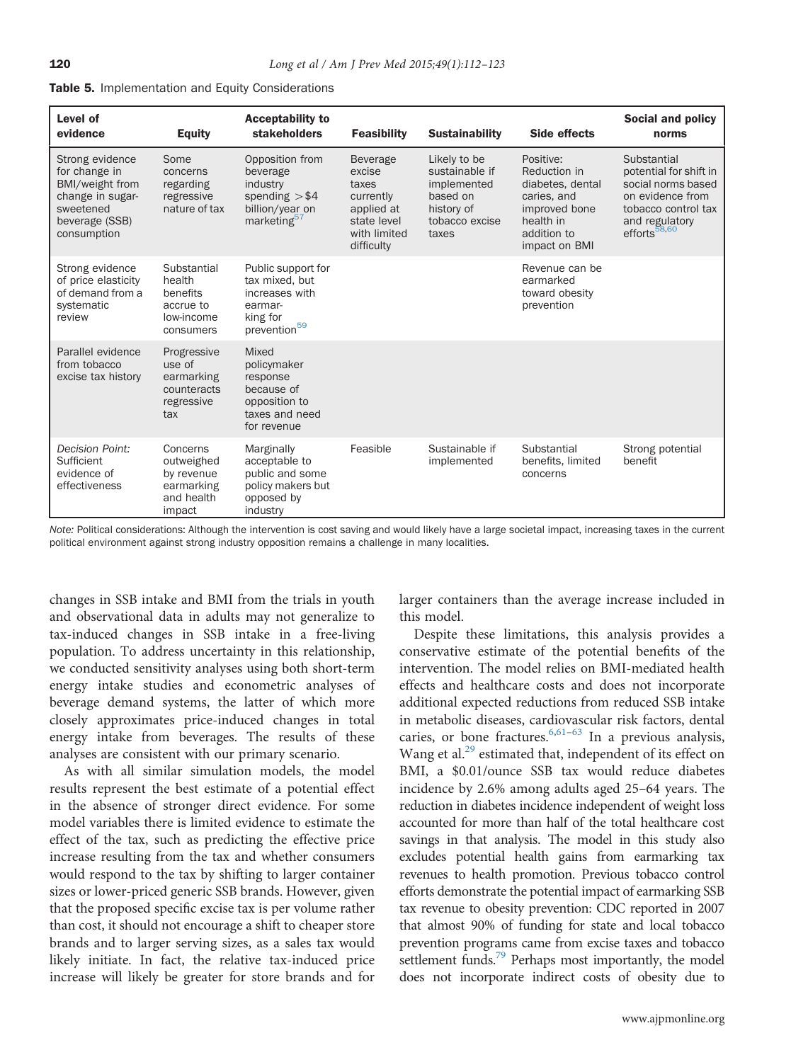**Table 5.** Implementation and Equity Considerations

| Level of evidence | Equity | Acceptability to stakeholders | Feasibility | Sustainability | Side effects | Social and policy norms |
|---|---|---|---|---|---|---|
| Strong evidence for change in BMI/weight from change in sugar-sweetened beverage (SSB) consumption | Some concerns regarding regressive nature of tax | Opposition from beverage industry spending >$4 billion/year on marketing[57] | Beverage excise taxes currently applied at state level with limited difficulty | Likely to be sustainable if implemented based on history of tobacco excise taxes | Positive: Reduction in diabetes, dental caries, and improved bone health in addition to impact on BMI | Substantial potential for shift in social norms based on evidence from tobacco control tax and regulatory efforts[58,60] |
| Strong evidence of price elasticity of demand from a systematic review | Substantial health benefits accrue to low-income consumers | Public support for tax mixed, but increases with earmarking for prevention[59] | | | Revenue can be earmarked toward obesity prevention | |
| Parallel evidence from tobacco excise tax history | Progressive use of earmarking counteracts regressive tax | Mixed policymaker response because of opposition to taxes and need for revenue | | | | |
| *Decision Point:* Sufficient evidence of effectiveness | Concerns outweighed by revenue earmarking and health impact | Marginally acceptable to public and some policy makers but opposed by industry | Feasible | Sustainable if implemented | Substantial benefits, limited concerns | Strong potential benefit |

*Note:* Political considerations: Although the intervention is cost saving and would likely have a large societal impact, increasing taxes in the current political environment against strong industry opposition remains a challenge in many localities.

changes in SSB intake and BMI from the trials in youth and observational data in adults may not generalize to tax-induced changes in SSB intake in a free-living population. To address uncertainty in this relationship, we conducted sensitivity analyses using both short-term energy intake studies and econometric analyses of beverage demand systems, the latter of which more closely approximates price-induced changes in total energy intake from beverages. The results of these analyses are consistent with our primary scenario.

As with all similar simulation models, the model results represent the best estimate of a potential effect in the absence of stronger direct evidence. For some model variables there is limited evidence to estimate the effect of the tax, such as predicting the effective price increase resulting from the tax and whether consumers would respond to the tax by shifting to larger container sizes or lower-priced generic SSB brands. However, given that the proposed specific excise tax is per volume rather than cost, it should not encourage a shift to cheaper store brands and to larger serving sizes, as a sales tax would likely initiate. In fact, the relative tax-induced price increase will likely be greater for store brands and for larger containers than the average increase included in this model.

Despite these limitations, this analysis provides a conservative estimate of the potential benefits of the intervention. The model relies on BMI-mediated health effects and healthcare costs and does not incorporate additional expected reductions from reduced SSB intake in metabolic diseases, cardiovascular risk factors, dental caries, or bone fractures.[6,61–63] In a previous analysis, Wang et al.[29] estimated that, independent of its effect on BMI, a $0.01/ounce SSB tax would reduce diabetes incidence by 2.6% among adults aged 25–64 years. The reduction in diabetes incidence independent of weight loss accounted for more than half of the total healthcare cost savings in that analysis. The model in this study also excludes potential health gains from earmarking tax revenues to health promotion. Previous tobacco control efforts demonstrate the potential impact of earmarking SSB tax revenue to obesity prevention: CDC reported in 2007 that almost 90% of funding for state and local tobacco prevention programs came from excise taxes and tobacco settlement funds.[79] Perhaps most importantly, the model does not incorporate indirect costs of obesity due to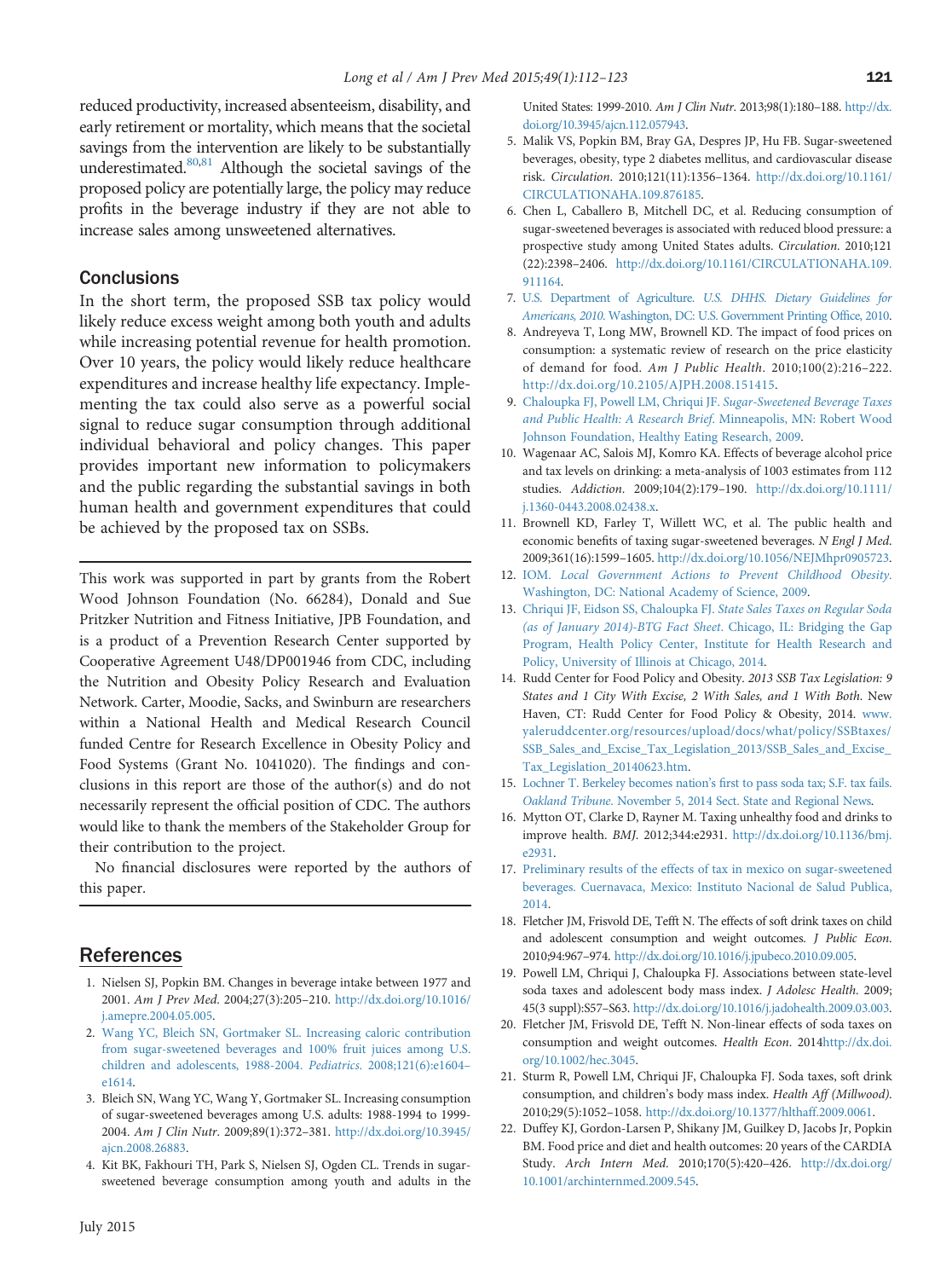reduced productivity, increased absenteeism, disability, and early retirement or mortality, which means that the societal savings from the intervention are likely to be substantially underestimated.[80,81] Although the societal savings of the proposed policy are potentially large, the policy may reduce profits in the beverage industry if they are not able to increase sales among unsweetened alternatives.

## Conclusions

In the short term, the proposed SSB tax policy would likely reduce excess weight among both youth and adults while increasing potential revenue for health promotion. Over 10 years, the policy would likely reduce healthcare expenditures and increase healthy life expectancy. Implementing the tax could also serve as a powerful social signal to reduce sugar consumption through additional individual behavioral and policy changes. This paper provides important new information to policymakers and the public regarding the substantial savings in both human health and government expenditures that could be achieved by the proposed tax on SSBs.

---

This work was supported in part by grants from the Robert Wood Johnson Foundation (No. 66284), Donald and Sue Pritzker Nutrition and Fitness Initiative, JPB Foundation, and is a product of a Prevention Research Center supported by Cooperative Agreement U48/DP001946 from CDC, including the Nutrition and Obesity Policy Research and Evaluation Network. Carter, Moodie, Sacks, and Swinburn are researchers within a National Health and Medical Research Council funded Centre for Research Excellence in Obesity Policy and Food Systems (Grant No. 1041020). The findings and conclusions in this report are those of the author(s) and do not necessarily represent the official position of CDC. The authors would like to thank the members of the Stakeholder Group for their contribution to the project.

No financial disclosures were reported by the authors of this paper.

---

## References

1. Nielsen SJ, Popkin BM. Changes in beverage intake between 1977 and 2001. *Am J Prev Med*. 2004;27(3):205–210. http://dx.doi.org/10.1016/j.amepre.2004.05.005.
2. Wang YC, Bleich SN, Gortmaker SL. Increasing caloric contribution from sugar-sweetened beverages and 100% fruit juices among U.S. children and adolescents, 1988-2004. *Pediatrics*. 2008;121(6):e1604–e1614.
3. Bleich SN, Wang YC, Wang Y, Gortmaker SL. Increasing consumption of sugar-sweetened beverages among U.S. adults: 1988-1994 to 1999-2004. *Am J Clin Nutr*. 2009;89(1):372–381. http://dx.doi.org/10.3945/ajcn.2008.26883.
4. Kit BK, Fakhouri TH, Park S, Nielsen SJ, Ogden CL. Trends in sugar-sweetened beverage consumption among youth and adults in the United States: 1999-2010. *Am J Clin Nutr*. 2013;98(1):180–188. http://dx.doi.org/10.3945/ajcn.112.057943.
5. Malik VS, Popkin BM, Bray GA, Despres JP, Hu FB. Sugar-sweetened beverages, obesity, type 2 diabetes mellitus, and cardiovascular disease risk. *Circulation*. 2010;121(11):1356–1364. http://dx.doi.org/10.1161/CIRCULATIONAHA.109.876185.
6. Chen L, Caballero B, Mitchell DC, et al. Reducing consumption of sugar-sweetened beverages is associated with reduced blood pressure: a prospective study among United States adults. *Circulation*. 2010;121(22):2398–2406. http://dx.doi.org/10.1161/CIRCULATIONAHA.109.911164.
7. U.S. Department of Agriculture. *U.S. DHHS. Dietary Guidelines for Americans, 2010*. Washington, DC: U.S. Government Printing Office, 2010.
8. Andreyeva T, Long MW, Brownell KD. The impact of food prices on consumption: a systematic review of research on the price elasticity of demand for food. *Am J Public Health*. 2010;100(2):216–222. http://dx.doi.org/10.2105/AJPH.2008.151415.
9. Chaloupka FJ, Powell LM, Chriqui JF. *Sugar-Sweetened Beverage Taxes and Public Health: A Research Brief*. Minneapolis, MN: Robert Wood Johnson Foundation, Healthy Eating Research, 2009.
10. Wagenaar AC, Salois MJ, Komro KA. Effects of beverage alcohol price and tax levels on drinking: a meta-analysis of 1003 estimates from 112 studies. *Addiction*. 2009;104(2):179–190. http://dx.doi.org/10.1111/j.1360-0443.2008.02438.x.
11. Brownell KD, Farley T, Willett WC, et al. The public health and economic benefits of taxing sugar-sweetened beverages. *N Engl J Med*. 2009;361(16):1599–1605. http://dx.doi.org/10.1056/NEJMhpr0905723.
12. IOM. *Local Government Actions to Prevent Childhood Obesity*. Washington, DC: National Academy of Science, 2009.
13. Chriqui JF, Eidson SS, Chaloupka FJ. *State Sales Taxes on Regular Soda (as of January 2014)-BTG Fact Sheet*. Chicago, IL: Bridging the Gap Program, Health Policy Center, Institute for Health Research and Policy, University of Illinois at Chicago, 2014.
14. Rudd Center for Food Policy and Obesity. *2013 SSB Tax Legislation: 9 States and 1 City With Excise, 2 With Sales, and 1 With Both*. New Haven, CT: Rudd Center for Food Policy & Obesity, 2014. www.yaleruddcenter.org/resources/upload/docs/what/policy/SSBtaxes/SSB_Sales_and_Excise_Tax_Legislation_2013/SSB_Sales_and_Excise_Tax_Legislation_20140623.htm.
15. Lochner T. Berkeley becomes nation's first to pass soda tax; S.F. tax fails. *Oakland Tribune*. November 5, 2014 Sect. State and Regional News.
16. Mytton OT, Clarke D, Rayner M. Taxing unhealthy food and drinks to improve health. *BMJ*. 2012;344:e2931. http://dx.doi.org/10.1136/bmj.e2931.
17. Preliminary results of the effects of tax in mexico on sugar-sweetened beverages. Cuernavaca, Mexico: Instituto Nacional de Salud Publica, 2014.
18. Fletcher JM, Frisvold DE, Tefft N. The effects of soft drink taxes on child and adolescent consumption and weight outcomes. *J Public Econ*. 2010;94:967–974. http://dx.doi.org/10.1016/j.jpubeco.2010.09.005.
19. Powell LM, Chriqui J, Chaloupka FJ. Associations between state-level soda taxes and adolescent body mass index. *J Adolesc Health*. 2009;45(3 suppl):S57–S63. http://dx.doi.org/10.1016/j.jadohealth.2009.03.003.
20. Fletcher JM, Frisvold DE, Tefft N. Non-linear effects of soda taxes on consumption and weight outcomes. *Health Econ*. 2014http://dx.doi.org/10.1002/hec.3045.
21. Sturm R, Powell LM, Chriqui JF, Chaloupka FJ. Soda taxes, soft drink consumption, and children's body mass index. *Health Aff (Millwood)*. 2010;29(5):1052–1058. http://dx.doi.org/10.1377/hlthaff.2009.0061.
22. Duffey KJ, Gordon-Larsen P, Shikany JM, Guilkey D, Jacobs Jr, Popkin BM. Food price and diet and health outcomes: 20 years of the CARDIA Study. *Arch Intern Med*. 2010;170(5):420–426. http://dx.doi.org/10.1001/archinternmed.2009.545.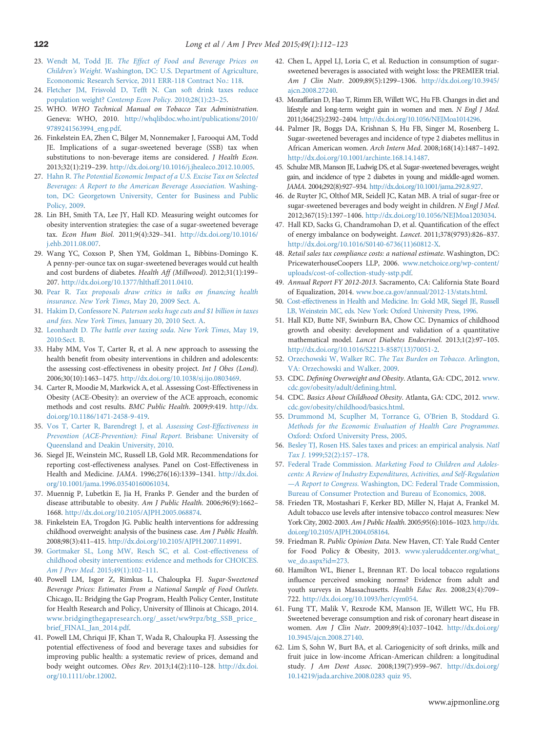23. Wendt M, Todd JE. *The Effect of Food and Beverage Prices on Children's Weight*. Washington, DC: U.S. Department of Agriculture, Econonomic Research Service, 2011 ERR-118 Contract No.: 118.
24. Fletcher JM, Frisvold D, Tefft N. Can soft drink taxes reduce population weight? *Contemp Econ Policy*. 2010;28(1):23–25.
25. WHO. *WHO Technical Manual on Tobacco Tax Administration*. Geneva: WHO, 2010. http://whqlibdoc.who.int/publications/2010/9789241563994_eng.pdf.
26. Finkelstein EA, Zhen C, Bilger M, Nonnemaker J, Farooqui AM, Todd JE. Implications of a sugar-sweetened beverage (SSB) tax when substitutions to non-beverage items are considered. *J Health Econ*. 2013;32(1):219–239. http://dx.doi.org/10.1016/j.jhealeco.2012.10.005.
27. Hahn R. *The Potential Economic Impact of a U.S. Excise Tax on Selected Beverages: A Report to the American Beverage Association*. Washington, DC: Georgetown University, Center for Business and Public Policy, 2009.
28. Lin BH, Smith TA, Lee JY, Hall KD. Measuring weight outcomes for obesity intervention strategies: the case of a sugar-sweetened beverage tax. *Econ Hum Biol*. 2011;9(4):329–341. http://dx.doi.org/10.1016/j.ehb.2011.08.007.
29. Wang YC, Coxson P, Shen YM, Goldman L, Bibbins-Domingo K. A penny-per-ounce tax on sugar-sweetened beverages would cut health and cost burdens of diabetes. *Health Aff (Millwood)*. 2012;31(1):199–207. http://dx.doi.org/10.1377/hlthaff.2011.0410.
30. Pear R. *Tax proposals draw critics in talks on financing health insurance*. *New York Times*, May 20, 2009 Sect. A.
31. Hakim D, Confessore N. *Paterson seeks huge cuts and $1 billion in taxes and fees*. *New York Times*, January 20, 2010 Sect. A.
32. Leonhardt D. *The battle over taxing soda*. *New York Times*, May 19, 2010:Sect. B.
33. Haby MM, Vos T, Carter R, et al. A new approach to assessing the health benefit from obesity interventions in children and adolescents: the assessing cost-effectiveness in obesity project. *Int J Obes (Lond)*. 2006;30(10):1463–1475. http://dx.doi.org/10.1038/sj.ijo.0803469.
34. Carter R, Moodie M, Markwick A, et al. Assessing Cost-Effectiveness in Obesity (ACE-Obesity): an overview of the ACE approach, economic methods and cost results. *BMC Public Health*. 2009;9:419. http://dx.doi.org/10.1186/1471-2458-9-419.
35. Vos T, Carter R, Barendregt J, et al. *Assessing Cost-Effectiveness in Prevention (ACE-Prevention): Final Report*. Brisbane: University of Queensland and Deakin University, 2010.
36. Siegel JE, Weinstein MC, Russell LB, Gold MR. Recommendations for reporting cost-effectiveness analyses. Panel on Cost-Effectiveness in Health and Medicine. *JAMA*. 1996;276(16):1339–1341. http://dx.doi.org/10.1001/jama.1996.03540160061034.
37. Muennig P, Lubetkin E, Jia H, Franks P. Gender and the burden of disease attributable to obesity. *Am J Public Health*. 2006;96(9):1662–1668. http://dx.doi.org/10.2105/AJPH.2005.068874.
38. Finkelstein EA, Trogdon JG. Public health interventions for addressing childhood overweight: analysis of the business case. *Am J Public Health*. 2008;98(3):411–415. http://dx.doi.org/10.2105/AJPH.2007.114991.
39. Gortmaker SL, Long MW, Resch SC, et al. Cost-effectiveness of childhood obesity interventions: evidence and methods for CHOICES. *Am J Prev Med*. 2015;49(1):102–111.
40. Powell LM, Isgor Z, Rimkus L, Chaloupka FJ. *Sugar-Sweetened Beverage Prices: Estimates From a National Sample of Food Outlets*. Chicago, IL: Bridging the Gap Program, Health Policy Center, Institute for Health Research and Policy, University of Illinois at Chicago, 2014. www.bridgingthegapresearch.org/_asset/ww9rpz/btg_SSB_price_brief_FINAL_Jan_2014.pdf.
41. Powell LM, Chriqui JF, Khan T, Wada R, Chaloupka FJ. Assessing the potential effectiveness of food and beverage taxes and subsidies for improving public health: a systematic review of prices, demand and body weight outcomes. *Obes Rev*. 2013;14(2):110–128. http://dx.doi.org/10.1111/obr.12002.
42. Chen L, Appel LJ, Loria C, et al. Reduction in consumption of sugar-sweetened beverages is associated with weight loss: the PREMIER trial. *Am J Clin Nutr*. 2009;89(5):1299–1306. http://dx.doi.org/10.3945/ajcn.2008.27240.
43. Mozaffarian D, Hao T, Rimm EB, Willett WC, Hu FB. Changes in diet and lifestyle and long-term weight gain in women and men. *N Engl J Med*. 2011;364(25):2392–2404. http://dx.doi.org/10.1056/NEJMoa1014296.
44. Palmer JR, Boggs DA, Krishnan S, Hu FB, Singer M, Rosenberg L. Sugar-sweetened beverages and incidence of type 2 diabetes mellitus in African American women. *Arch Intern Med*. 2008;168(14):1487–1492. http://dx.doi.org/10.1001/archinte.168.14.1487.
45. Schulze MB, Manson JE, Ludwig DS, et al. Sugar-sweetened beverages, weight gain, and incidence of type 2 diabetes in young and middle-aged women. *JAMA*. 2004;292(8):927–934. http://dx.doi.org/10.1001/jama.292.8.927.
46. de Ruyter JC, Olthof MR, Seidell JC, Katan MB. A trial of sugar-free or sugar-sweetened beverages and body weight in children. *N Engl J Med*. 2012;367(15):1397–1406. http://dx.doi.org/10.1056/NEJMoa1203034.
47. Hall KD, Sacks G, Chandramohan D, et al. Quantification of the effect of energy imbalance on bodyweight. *Lancet*. 2011;378(9793):826–837. http://dx.doi.org/10.1016/S0140-6736(11)60812-X.
48. *Retail sales tax compliance costs: a national estimate*. Washington, DC: PricewaterhouseCoopers LLP, 2006. www.netchoice.org/wp-content/uploads/cost-of-collection-study-sstp.pdf.
49. *Annual Report FY 2012-2013*. Sacramento, CA: California State Board of Equalization, 2014. www.boe.ca.gov/annual/2012-13/stats.html.
50. Cost-effectiveness in Health and Medicine. In: Gold MR, Siegel JE, Russell LB, Weinstein MC, eds. New York: Oxford University Press, 1996.
51. Hall KD, Butte NF, Swinburn BA, Chow CC. Dynamics of childhood growth and obesity: development and validation of a quantitative mathematical model. *Lancet Diabetes Endocrinol*. 2013;1(2):97–105. http://dx.doi.org/10.1016/S2213-8587(13)70051-2.
52. Orzechowski W, Walker RC. *The Tax Burden on Tobacco*. Arlington, VA: Orzechowski and Walker, 2009.
53. CDC. *Defining Overweight and Obesity*. Atlanta, GA: CDC, 2012. www.cdc.gov/obesity/adult/defining.html.
54. CDC. *Basics About Childhood Obesity*. Atlanta, GA: CDC, 2012. www.cdc.gov/obesity/childhood/basics.html.
55. Drummond M, Sculpher M, Torrance G, O'Brien B, Stoddard G. *Methods for the Economic Evaluation of Health Care Programmes*. Oxford: Oxford University Press, 2005.
56. Besley TJ, Rosen HS. Sales taxes and prices: an empirical analysis. *Natl Tax J*. 1999;52(2):157–178.
57. Federal Trade Commission. *Marketing Food to Children and Adolescents: A Review of Industry Expenditures, Activities, and Self-Regulation—A Report to Congress*. Washington, DC: Federal Trade Commission, Bureau of Consumer Protection and Bureau of Economics, 2008.
58. Frieden TR, Mostashari F, Kerker BD, Miller N, Hajat A, Frankel M. Adult tobacco use levels after intensive tobacco control measures: New York City, 2002-2003. *Am J Public Health*. 2005;95(6):1016–1023. http://dx.doi.org/10.2105/AJPH.2004.058164.
59. Friedman R. *Public Opinion Data*. New Haven, CT: Yale Rudd Center for Food Policy & Obesity, 2013. www.yaleruddcenter.org/what_we_do.aspx?id=273.
60. Hamilton WL, Biener L, Brennan RT. Do local tobacco regulations influence perceived smoking norms? Evidence from adult and youth surveys in Massachusetts. *Health Educ Res*. 2008;23(4):709–722. http://dx.doi.org/10.1093/her/cym054.
61. Fung TT, Malik V, Rexrode KM, Manson JE, Willett WC, Hu FB. Sweetened beverage consumption and risk of coronary heart disease in women. *Am J Clin Nutr*. 2009;89(4):1037–1042. http://dx.doi.org/10.3945/ajcn.2008.27140.
62. Lim S, Sohn W, Burt BA, et al. Cariogenicity of soft drinks, milk and fruit juice in low-income African-American children: a longitudinal study. *J Am Dent Assoc*. 2008;139(7):959–967. http://dx.doi.org/10.14219/jada.archive.2008.0283 quiz 95.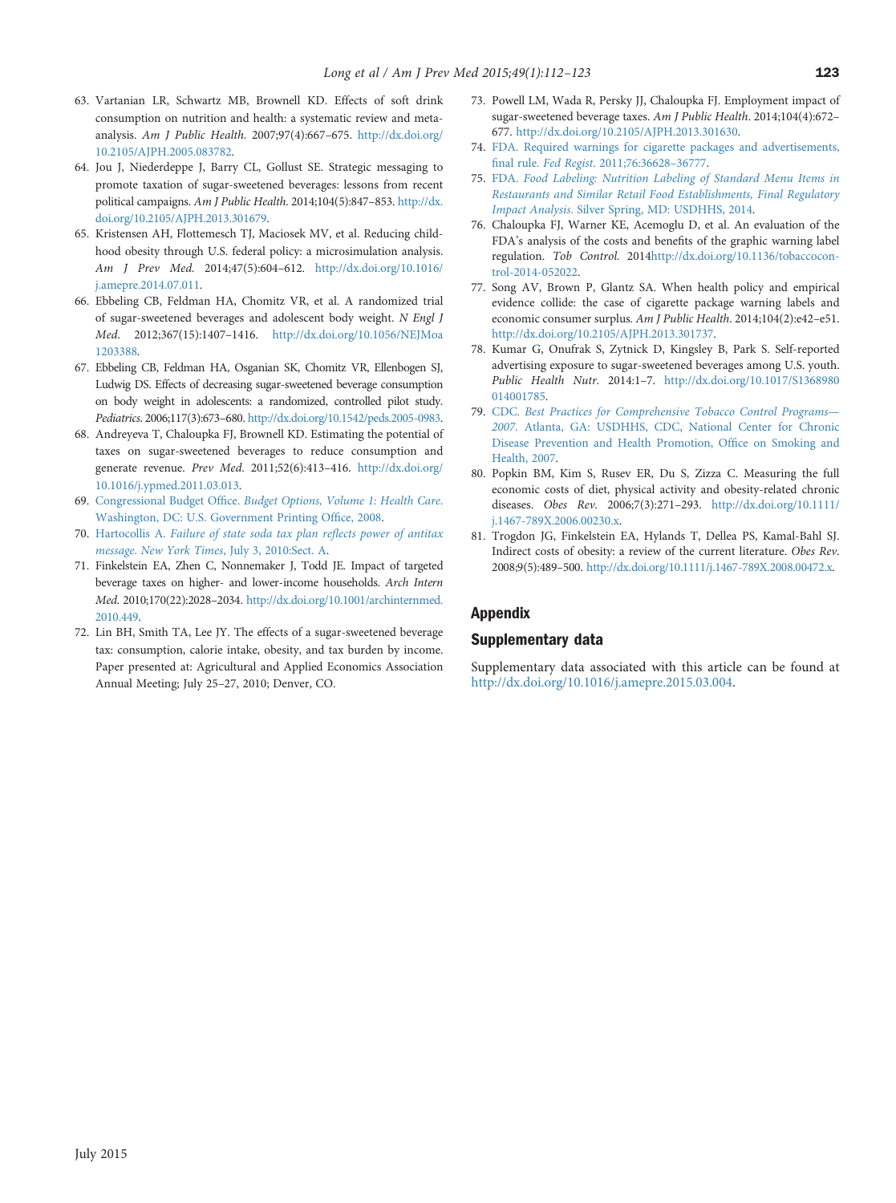63. Vartanian LR, Schwartz MB, Brownell KD. Effects of soft drink consumption on nutrition and health: a systematic review and meta-analysis. *Am J Public Health.* 2007;97(4):667–675. http://dx.doi.org/10.2105/AJPH.2005.083782.
64. Jou J, Niederdeppe J, Barry CL, Gollust SE. Strategic messaging to promote taxation of sugar-sweetened beverages: lessons from recent political campaigns. *Am J Public Health.* 2014;104(5):847–853. http://dx.doi.org/10.2105/AJPH.2013.301679.
65. Kristensen AH, Flottemesch TJ, Maciosek MV, et al. Reducing childhood obesity through U.S. federal policy: a microsimulation analysis. *Am J Prev Med.* 2014;47(5):604–612. http://dx.doi.org/10.1016/j.amepre.2014.07.011.
66. Ebbeling CB, Feldman HA, Chomitz VR, et al. A randomized trial of sugar-sweetened beverages and adolescent body weight. *N Engl J Med.* 2012;367(15):1407–1416. http://dx.doi.org/10.1056/NEJMoa1203388.
67. Ebbeling CB, Feldman HA, Osganian SK, Chomitz VR, Ellenbogen SJ, Ludwig DS. Effects of decreasing sugar-sweetened beverage consumption on body weight in adolescents: a randomized, controlled pilot study. *Pediatrics.* 2006;117(3):673–680. http://dx.doi.org/10.1542/peds.2005-0983.
68. Andreyeva T, Chaloupka FJ, Brownell KD. Estimating the potential of taxes on sugar-sweetened beverages to reduce consumption and generate revenue. *Prev Med.* 2011;52(6):413–416. http://dx.doi.org/10.1016/j.ypmed.2011.03.013.
69. Congressional Budget Office. *Budget Options, Volume 1: Health Care.* Washington, DC: U.S. Government Printing Office, 2008.
70. Hartocollis A. *Failure of state soda tax plan reflects power of antitax message. New York Times*, July 3, 2010:Sect. A.
71. Finkelstein EA, Zhen C, Nonnemaker J, Todd JE. Impact of targeted beverage taxes on higher- and lower-income households. *Arch Intern Med.* 2010;170(22):2028–2034. http://dx.doi.org/10.1001/archinternmed.2010.449.
72. Lin BH, Smith TA, Lee JY. The effects of a sugar-sweetened beverage tax: consumption, calorie intake, obesity, and tax burden by income. Paper presented at: Agricultural and Applied Economics Association Annual Meeting; July 25–27, 2010; Denver, CO.
73. Powell LM, Wada R, Persky JJ, Chaloupka FJ. Employment impact of sugar-sweetened beverage taxes. *Am J Public Health.* 2014;104(4):672–677. http://dx.doi.org/10.2105/AJPH.2013.301630.
74. FDA. Required warnings for cigarette packages and advertisements, final rule. *Fed Regist.* 2011;76:36628–36777.
75. FDA. *Food Labeling: Nutrition Labeling of Standard Menu Items in Restaurants and Similar Retail Food Establishments, Final Regulatory Impact Analysis.* Silver Spring, MD: USDHHS, 2014.
76. Chaloupka FJ, Warner KE, Acemoglu D, et al. An evaluation of the FDA's analysis of the costs and benefits of the graphic warning label regulation. *Tob Control.* 2014http://dx.doi.org/10.1136/tobaccocontrol-2014-052022.
77. Song AV, Brown P, Glantz SA. When health policy and empirical evidence collide: the case of cigarette package warning labels and economic consumer surplus. *Am J Public Health.* 2014;104(2):e42–e51. http://dx.doi.org/10.2105/AJPH.2013.301737.
78. Kumar G, Onufrak S, Zytnick D, Kingsley B, Park S. Self-reported advertising exposure to sugar-sweetened beverages among U.S. youth. *Public Health Nutr.* 2014:1–7. http://dx.doi.org/10.1017/S1368980014001785.
79. CDC. *Best Practices for Comprehensive Tobacco Control Programs—2007.* Atlanta, GA: USDHHS, CDC, National Center for Chronic Disease Prevention and Health Promotion, Office on Smoking and Health, 2007.
80. Popkin BM, Kim S, Rusev ER, Du S, Zizza C. Measuring the full economic costs of diet, physical activity and obesity-related chronic diseases. *Obes Rev.* 2006;7(3):271–293. http://dx.doi.org/10.1111/j.1467-789X.2006.00230.x.
81. Trogdon JG, Finkelstein EA, Hylands T, Dellea PS, Kamal-Bahl SJ. Indirect costs of obesity: a review of the current literature. *Obes Rev.* 2008;9(5):489–500. http://dx.doi.org/10.1111/j.1467-789X.2008.00472.x.

## Appendix

## Supplementary data

Supplementary data associated with this article can be found at http://dx.doi.org/10.1016/j.amepre.2015.03.004.